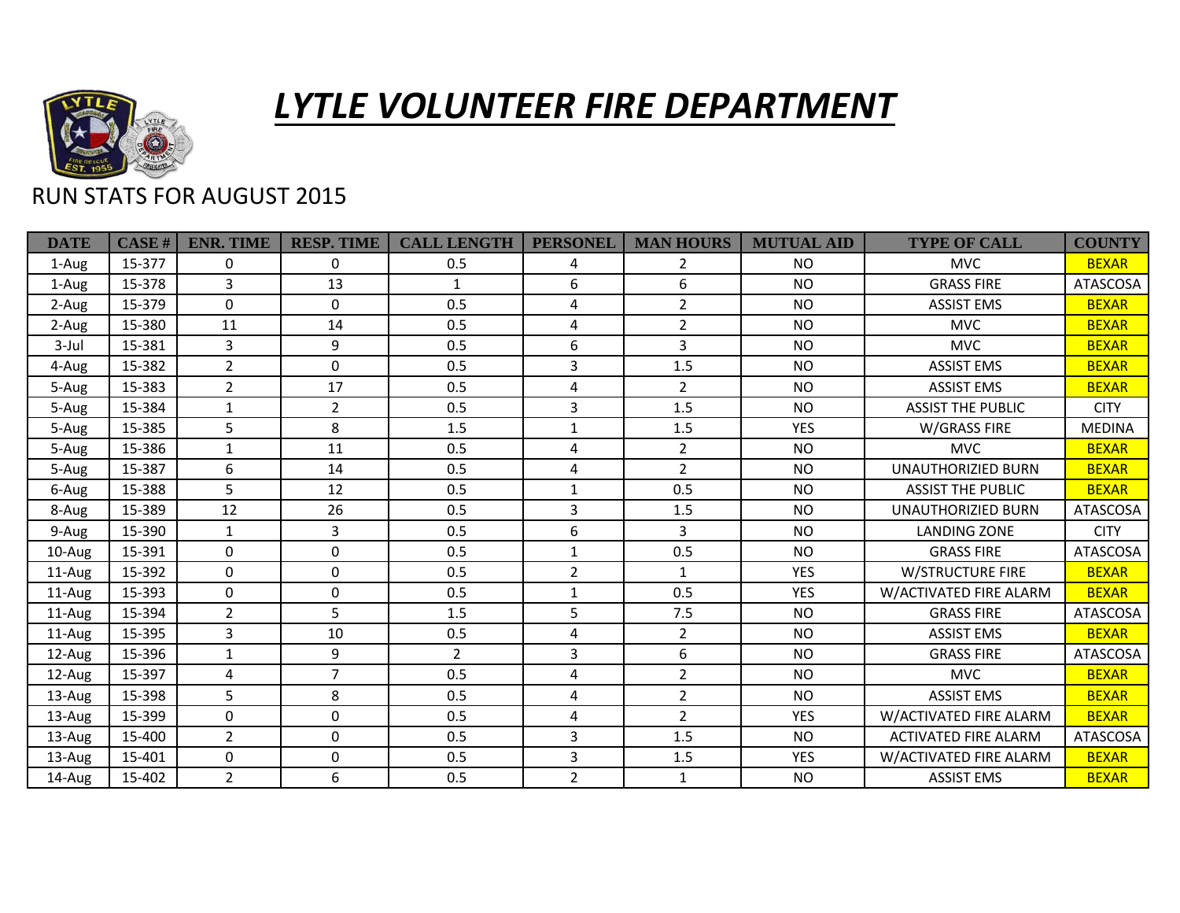# LYTLE VOLUNTEER FIRE DEPARTMENT

RUN STATS FOR AUGUST 2015

| DATE | CASE # | ENR. TIME | RESP. TIME | CALL LENGTH | PERSONEL | MAN HOURS | MUTUAL AID | TYPE OF CALL | COUNTY |
|---|---|---|---|---|---|---|---|---|---|
| 1-Aug | 15-377 | 0 | 0 | 0.5 | 4 | 2 | NO | MVC | BEXAR |
| 1-Aug | 15-378 | 3 | 13 | 1 | 6 | 6 | NO | GRASS FIRE | ATASCOSA |
| 2-Aug | 15-379 | 0 | 0 | 0.5 | 4 | 2 | NO | ASSIST EMS | BEXAR |
| 2-Aug | 15-380 | 11 | 14 | 0.5 | 4 | 2 | NO | MVC | BEXAR |
| 3-Jul | 15-381 | 3 | 9 | 0.5 | 6 | 3 | NO | MVC | BEXAR |
| 4-Aug | 15-382 | 2 | 0 | 0.5 | 3 | 1.5 | NO | ASSIST EMS | BEXAR |
| 5-Aug | 15-383 | 2 | 17 | 0.5 | 4 | 2 | NO | ASSIST EMS | BEXAR |
| 5-Aug | 15-384 | 1 | 2 | 0.5 | 3 | 1.5 | NO | ASSIST THE PUBLIC | CITY |
| 5-Aug | 15-385 | 5 | 8 | 1.5 | 1 | 1.5 | YES | W/GRASS FIRE | MEDINA |
| 5-Aug | 15-386 | 1 | 11 | 0.5 | 4 | 2 | NO | MVC | BEXAR |
| 5-Aug | 15-387 | 6 | 14 | 0.5 | 4 | 2 | NO | UNAUTHORIZIED BURN | BEXAR |
| 6-Aug | 15-388 | 5 | 12 | 0.5 | 1 | 0.5 | NO | ASSIST THE PUBLIC | BEXAR |
| 8-Aug | 15-389 | 12 | 26 | 0.5 | 3 | 1.5 | NO | UNAUTHORIZIED BURN | ATASCOSA |
| 9-Aug | 15-390 | 1 | 3 | 0.5 | 6 | 3 | NO | LANDING ZONE | CITY |
| 10-Aug | 15-391 | 0 | 0 | 0.5 | 1 | 0.5 | NO | GRASS FIRE | ATASCOSA |
| 11-Aug | 15-392 | 0 | 0 | 0.5 | 2 | 1 | YES | W/STRUCTURE FIRE | BEXAR |
| 11-Aug | 15-393 | 0 | 0 | 0.5 | 1 | 0.5 | YES | W/ACTIVATED FIRE ALARM | BEXAR |
| 11-Aug | 15-394 | 2 | 5 | 1.5 | 5 | 7.5 | NO | GRASS FIRE | ATASCOSA |
| 11-Aug | 15-395 | 3 | 10 | 0.5 | 4 | 2 | NO | ASSIST EMS | BEXAR |
| 12-Aug | 15-396 | 1 | 9 | 2 | 3 | 6 | NO | GRASS FIRE | ATASCOSA |
| 12-Aug | 15-397 | 4 | 7 | 0.5 | 4 | 2 | NO | MVC | BEXAR |
| 13-Aug | 15-398 | 5 | 8 | 0.5 | 4 | 2 | NO | ASSIST EMS | BEXAR |
| 13-Aug | 15-399 | 0 | 0 | 0.5 | 4 | 2 | YES | W/ACTIVATED FIRE ALARM | BEXAR |
| 13-Aug | 15-400 | 2 | 0 | 0.5 | 3 | 1.5 | NO | ACTIVATED FIRE ALARM | ATASCOSA |
| 13-Aug | 15-401 | 0 | 0 | 0.5 | 3 | 1.5 | YES | W/ACTIVATED FIRE ALARM | BEXAR |
| 14-Aug | 15-402 | 2 | 6 | 0.5 | 2 | 1 | NO | ASSIST EMS | BEXAR |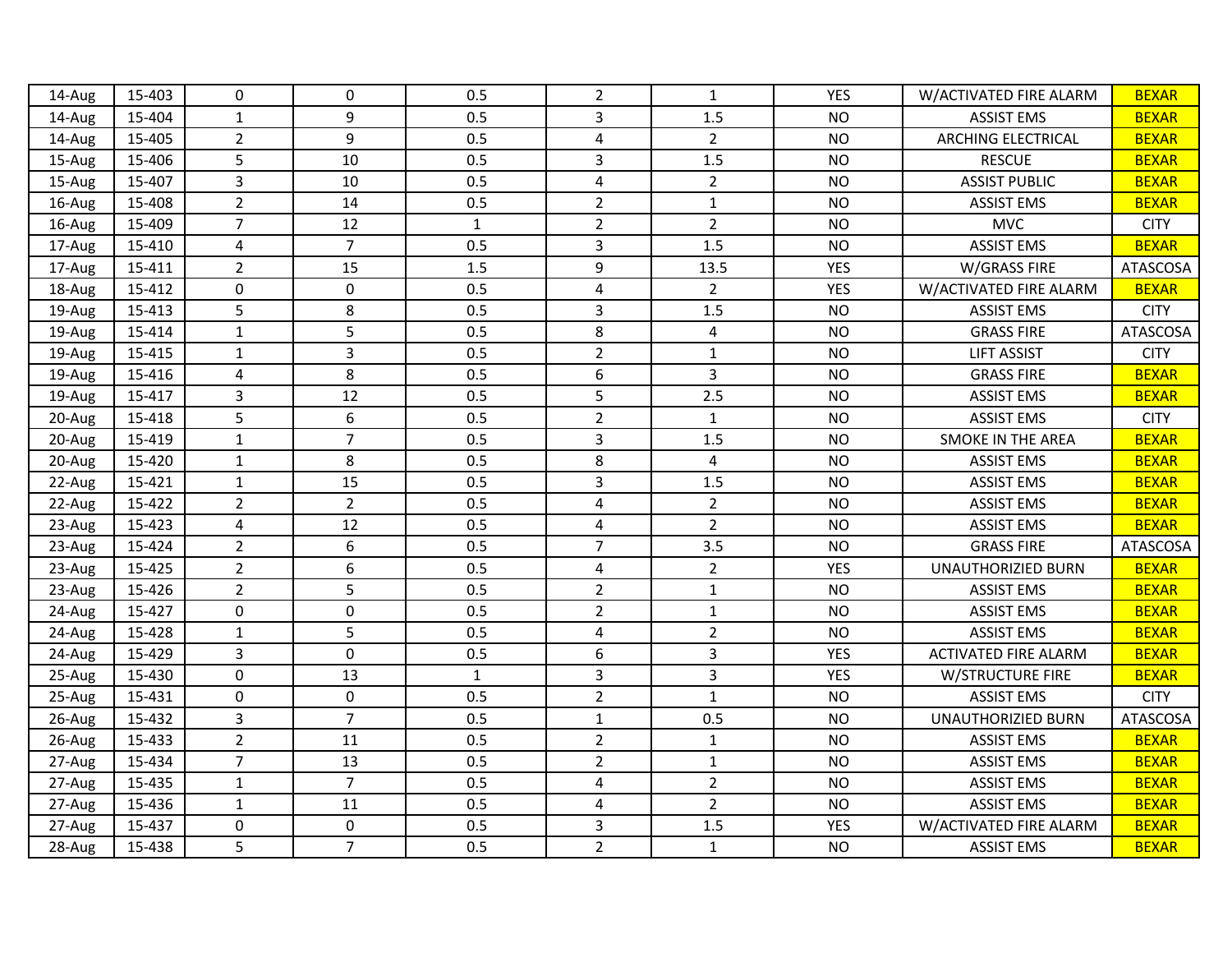| | | | | | | | | | |
|---|---|---|---|---|---|---|---|---|---|
| 14-Aug | 15-403 | 0 | 0 | 0.5 | 2 | 1 | YES | W/ACTIVATED FIRE ALARM | BEXAR |
| 14-Aug | 15-404 | 1 | 9 | 0.5 | 3 | 1.5 | NO | ASSIST EMS | BEXAR |
| 14-Aug | 15-405 | 2 | 9 | 0.5 | 4 | 2 | NO | ARCHING ELECTRICAL | BEXAR |
| 15-Aug | 15-406 | 5 | 10 | 0.5 | 3 | 1.5 | NO | RESCUE | BEXAR |
| 15-Aug | 15-407 | 3 | 10 | 0.5 | 4 | 2 | NO | ASSIST PUBLIC | BEXAR |
| 16-Aug | 15-408 | 2 | 14 | 0.5 | 2 | 1 | NO | ASSIST EMS | BEXAR |
| 16-Aug | 15-409 | 7 | 12 | 1 | 2 | 2 | NO | MVC | CITY |
| 17-Aug | 15-410 | 4 | 7 | 0.5 | 3 | 1.5 | NO | ASSIST EMS | BEXAR |
| 17-Aug | 15-411 | 2 | 15 | 1.5 | 9 | 13.5 | YES | W/GRASS FIRE | ATASCOSA |
| 18-Aug | 15-412 | 0 | 0 | 0.5 | 4 | 2 | YES | W/ACTIVATED FIRE ALARM | BEXAR |
| 19-Aug | 15-413 | 5 | 8 | 0.5 | 3 | 1.5 | NO | ASSIST EMS | CITY |
| 19-Aug | 15-414 | 1 | 5 | 0.5 | 8 | 4 | NO | GRASS FIRE | ATASCOSA |
| 19-Aug | 15-415 | 1 | 3 | 0.5 | 2 | 1 | NO | LIFT ASSIST | CITY |
| 19-Aug | 15-416 | 4 | 8 | 0.5 | 6 | 3 | NO | GRASS FIRE | BEXAR |
| 19-Aug | 15-417 | 3 | 12 | 0.5 | 5 | 2.5 | NO | ASSIST EMS | BEXAR |
| 20-Aug | 15-418 | 5 | 6 | 0.5 | 2 | 1 | NO | ASSIST EMS | CITY |
| 20-Aug | 15-419 | 1 | 7 | 0.5 | 3 | 1.5 | NO | SMOKE IN THE AREA | BEXAR |
| 20-Aug | 15-420 | 1 | 8 | 0.5 | 8 | 4 | NO | ASSIST EMS | BEXAR |
| 22-Aug | 15-421 | 1 | 15 | 0.5 | 3 | 1.5 | NO | ASSIST EMS | BEXAR |
| 22-Aug | 15-422 | 2 | 2 | 0.5 | 4 | 2 | NO | ASSIST EMS | BEXAR |
| 23-Aug | 15-423 | 4 | 12 | 0.5 | 4 | 2 | NO | ASSIST EMS | BEXAR |
| 23-Aug | 15-424 | 2 | 6 | 0.5 | 7 | 3.5 | NO | GRASS FIRE | ATASCOSA |
| 23-Aug | 15-425 | 2 | 6 | 0.5 | 4 | 2 | YES | UNAUTHORIZIED BURN | BEXAR |
| 23-Aug | 15-426 | 2 | 5 | 0.5 | 2 | 1 | NO | ASSIST EMS | BEXAR |
| 24-Aug | 15-427 | 0 | 0 | 0.5 | 2 | 1 | NO | ASSIST EMS | BEXAR |
| 24-Aug | 15-428 | 1 | 5 | 0.5 | 4 | 2 | NO | ASSIST EMS | BEXAR |
| 24-Aug | 15-429 | 3 | 0 | 0.5 | 6 | 3 | YES | ACTIVATED FIRE ALARM | BEXAR |
| 25-Aug | 15-430 | 0 | 13 | 1 | 3 | 3 | YES | W/STRUCTURE FIRE | BEXAR |
| 25-Aug | 15-431 | 0 | 0 | 0.5 | 2 | 1 | NO | ASSIST EMS | CITY |
| 26-Aug | 15-432 | 3 | 7 | 0.5 | 1 | 0.5 | NO | UNAUTHORIZIED BURN | ATASCOSA |
| 26-Aug | 15-433 | 2 | 11 | 0.5 | 2 | 1 | NO | ASSIST EMS | BEXAR |
| 27-Aug | 15-434 | 7 | 13 | 0.5 | 2 | 1 | NO | ASSIST EMS | BEXAR |
| 27-Aug | 15-435 | 1 | 7 | 0.5 | 4 | 2 | NO | ASSIST EMS | BEXAR |
| 27-Aug | 15-436 | 1 | 11 | 0.5 | 4 | 2 | NO | ASSIST EMS | BEXAR |
| 27-Aug | 15-437 | 0 | 0 | 0.5 | 3 | 1.5 | YES | W/ACTIVATED FIRE ALARM | BEXAR |
| 28-Aug | 15-438 | 5 | 7 | 0.5 | 2 | 1 | NO | ASSIST EMS | BEXAR |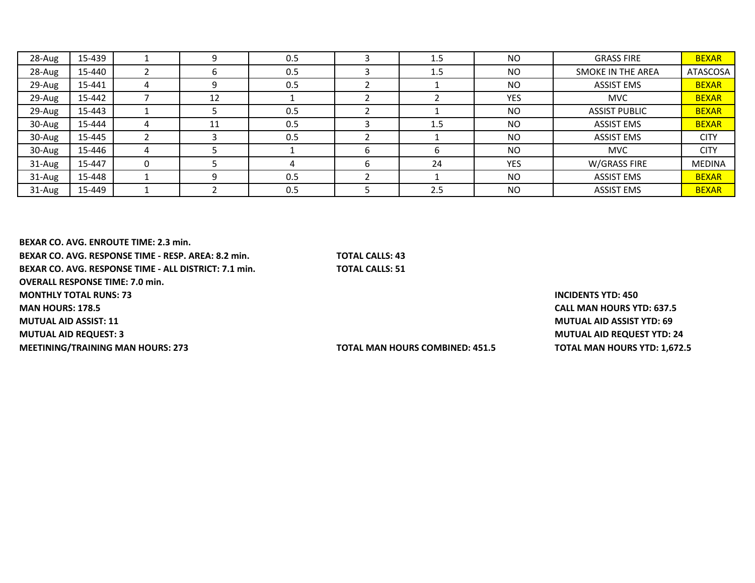| | | | | | | | | | |
|---|---|---|---|---|---|---|---|---|---|
| 28-Aug | 15-439 | 1 | 9 | 0.5 | 3 | 1.5 | NO | GRASS FIRE | BEXAR |
| 28-Aug | 15-440 | 2 | 6 | 0.5 | 3 | 1.5 | NO | SMOKE IN THE AREA | ATASCOSA |
| 29-Aug | 15-441 | 4 | 9 | 0.5 | 2 | 1 | NO | ASSIST EMS | BEXAR |
| 29-Aug | 15-442 | 7 | 12 | 1 | 2 | 2 | YES | MVC | BEXAR |
| 29-Aug | 15-443 | 1 | 5 | 0.5 | 2 | 1 | NO | ASSIST PUBLIC | BEXAR |
| 30-Aug | 15-444 | 4 | 11 | 0.5 | 3 | 1.5 | NO | ASSIST EMS | BEXAR |
| 30-Aug | 15-445 | 2 | 3 | 0.5 | 2 | 1 | NO | ASSIST EMS | CITY |
| 30-Aug | 15-446 | 4 | 5 | 1 | 6 | 6 | NO | MVC | CITY |
| 31-Aug | 15-447 | 0 | 5 | 4 | 6 | 24 | YES | W/GRASS FIRE | MEDINA |
| 31-Aug | 15-448 | 1 | 9 | 0.5 | 2 | 1 | NO | ASSIST EMS | BEXAR |
| 31-Aug | 15-449 | 1 | 2 | 0.5 | 5 | 2.5 | NO | ASSIST EMS | BEXAR |

**BEXAR CO. AVG. ENROUTE TIME: 2.3 min.**

**BEXAR CO. AVG. RESPONSE TIME - RESP. AREA: 8.2 min.** **TOTAL CALLS: 43**

**BEXAR CO. AVG. RESPONSE TIME - ALL DISTRICT: 7.1 min.** **TOTAL CALLS: 51**

**OVERALL RESPONSE TIME: 7.0 min.**

**MONTHLY TOTAL RUNS: 73**

**MAN HOURS: 178.5**

**MUTUAL AID ASSIST: 11**

**MUTUAL AID REQUEST: 3**

**MEETINING/TRAINING MAN HOURS: 273**

**TOTAL MAN HOURS COMBINED: 451.5**

**INCIDENTS YTD: 450**

**CALL MAN HOURS YTD: 637.5**

**MUTUAL AID ASSIST YTD: 69**

**MUTUAL AID REQUEST YTD: 24**

**TOTAL MAN HOURS YTD: 1,672.5**